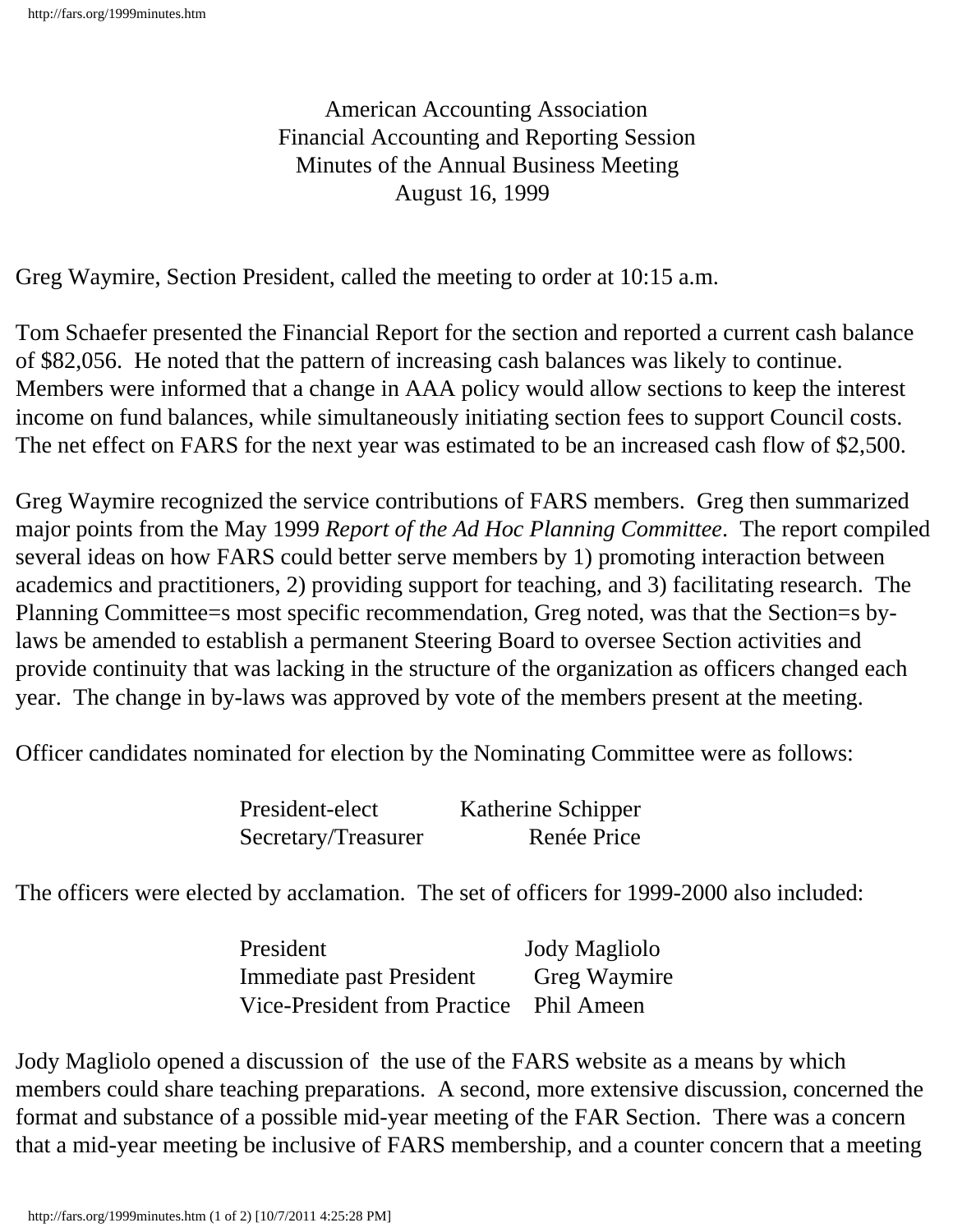# American Accounting Association
## Financial Accounting and Reporting Session
## Minutes of the Annual Business Meeting
## August 16, 1999

Greg Waymire, Section President, called the meeting to order at 10:15 a.m.

Tom Schaefer presented the Financial Report for the section and reported a current cash balance of $82,056. He noted that the pattern of increasing cash balances was likely to continue. Members were informed that a change in AAA policy would allow sections to keep the interest income on fund balances, while simultaneously initiating section fees to support Council costs. The net effect on FARS for the next year was estimated to be an increased cash flow of $2,500.

Greg Waymire recognized the service contributions of FARS members. Greg then summarized major points from the May 1999 *Report of the Ad Hoc Planning Committee*. The report compiled several ideas on how FARS could better serve members by 1) promoting interaction between academics and practitioners, 2) providing support for teaching, and 3) facilitating research. The Planning Committee=s most specific recommendation, Greg noted, was that the Section=s by-laws be amended to establish a permanent Steering Board to oversee Section activities and provide continuity that was lacking in the structure of the organization as officers changed each year. The change in by-laws was approved by vote of the members present at the meeting.

Officer candidates nominated for election by the Nominating Committee were as follows:

| | |
|---|---|
| President-elect | Katherine Schipper |
| Secretary/Treasurer | Renée Price |

The officers were elected by acclamation. The set of officers for 1999-2000 also included:

| | |
|---|---|
| President | Jody Magliolo |
| Immediate past President | Greg Waymire |
| Vice-President from Practice | Phil Ameen |

Jody Magliolo opened a discussion of the use of the FARS website as a means by which members could share teaching preparations. A second, more extensive discussion, concerned the format and substance of a possible mid-year meeting of the FAR Section. There was a concern that a mid-year meeting be inclusive of FARS membership, and a counter concern that a meeting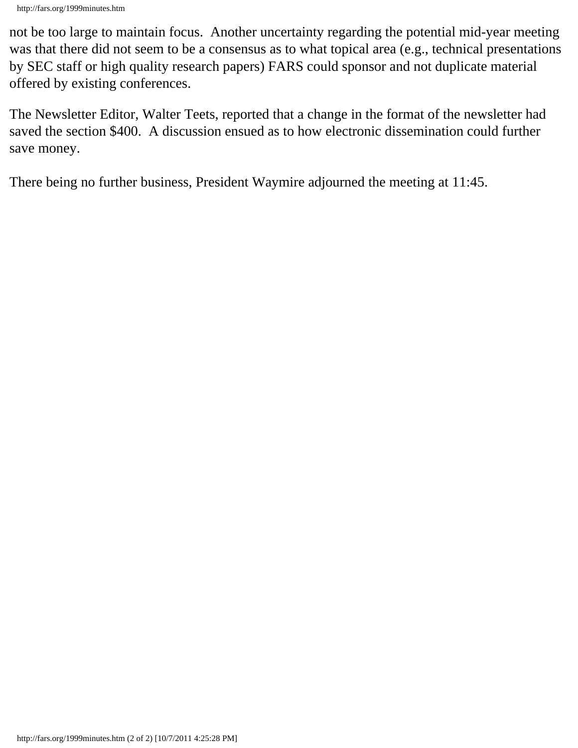not be too large to maintain focus.  Another uncertainty regarding the potential mid-year meeting was that there did not seem to be a consensus as to what topical area (e.g., technical presentations by SEC staff or high quality research papers) FARS could sponsor and not duplicate material offered by existing conferences.

The Newsletter Editor, Walter Teets, reported that a change in the format of the newsletter had saved the section $400.  A discussion ensued as to how electronic dissemination could further save money.

There being no further business, President Waymire adjourned the meeting at 11:45.